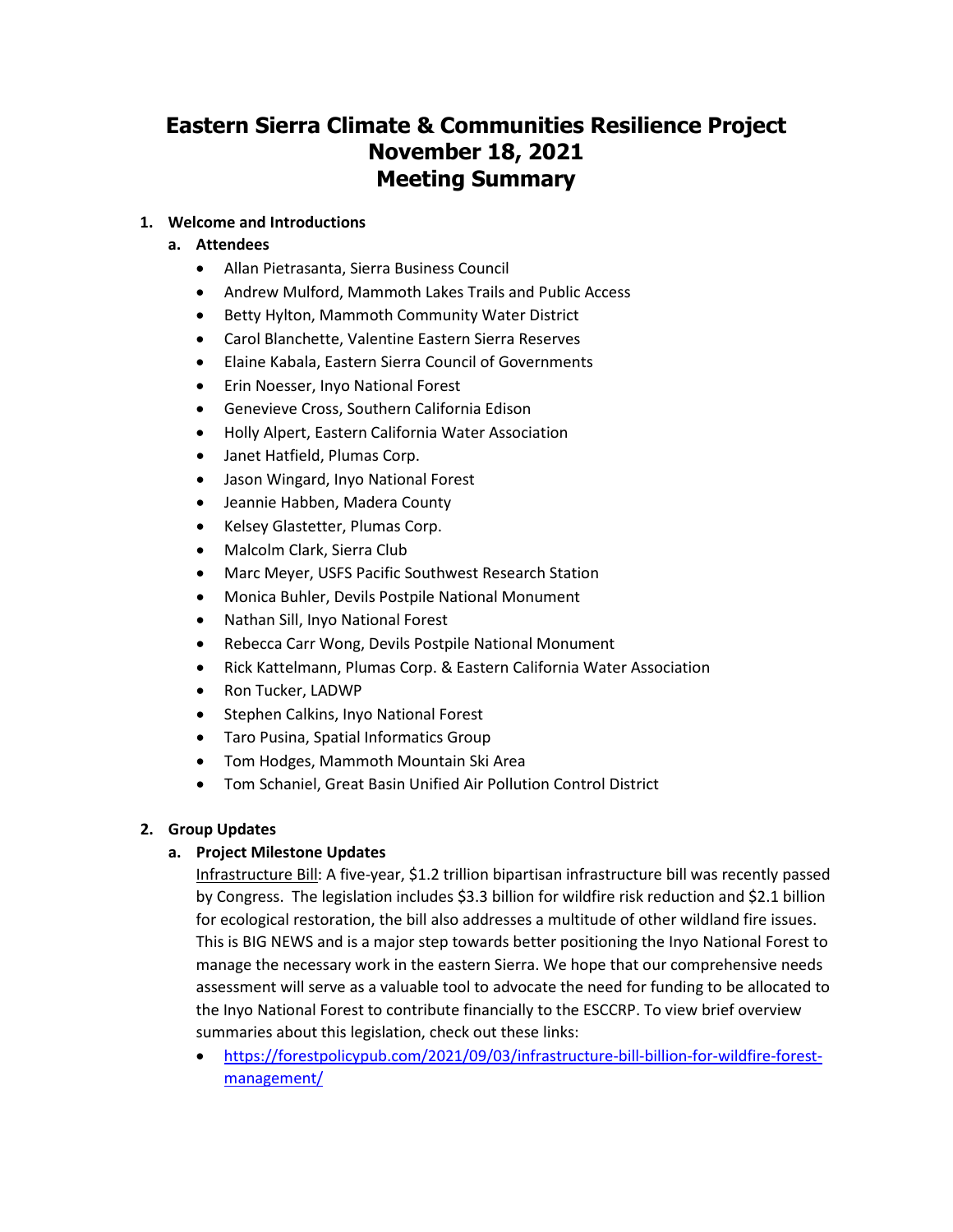# Eastern Sierra Climate & Communities Resilience Project
# November 18, 2021
# Meeting Summary

1. **Welcome and Introductions**
   a. **Attendees**
      - Allan Pietrasanta, Sierra Business Council
      - Andrew Mulford, Mammoth Lakes Trails and Public Access
      - Betty Hylton, Mammoth Community Water District
      - Carol Blanchette, Valentine Eastern Sierra Reserves
      - Elaine Kabala, Eastern Sierra Council of Governments
      - Erin Noesser, Inyo National Forest
      - Genevieve Cross, Southern California Edison
      - Holly Alpert, Eastern California Water Association
      - Janet Hatfield, Plumas Corp.
      - Jason Wingard, Inyo National Forest
      - Jeannie Habben, Madera County
      - Kelsey Glastetter, Plumas Corp.
      - Malcolm Clark, Sierra Club
      - Marc Meyer, USFS Pacific Southwest Research Station
      - Monica Buhler, Devils Postpile National Monument
      - Nathan Sill, Inyo National Forest
      - Rebecca Carr Wong, Devils Postpile National Monument
      - Rick Kattelmann, Plumas Corp. & Eastern California Water Association
      - Ron Tucker, LADWP
      - Stephen Calkins, Inyo National Forest
      - Taro Pusina, Spatial Informatics Group
      - Tom Hodges, Mammoth Mountain Ski Area
      - Tom Schaniel, Great Basin Unified Air Pollution Control District

2. **Group Updates**
   a. **Project Milestone Updates**

      Infrastructure Bill: A five-year, $1.2 trillion bipartisan infrastructure bill was recently passed by Congress. The legislation includes $3.3 billion for wildfire risk reduction and $2.1 billion for ecological restoration, the bill also addresses a multitude of other wildland fire issues. This is BIG NEWS and is a major step towards better positioning the Inyo National Forest to manage the necessary work in the eastern Sierra. We hope that our comprehensive needs assessment will serve as a valuable tool to advocate the need for funding to be allocated to the Inyo National Forest to contribute financially to the ESCCRP. To view brief overview summaries about this legislation, check out these links:

      - https://forestpolicypub.com/2021/09/03/infrastructure-bill-billion-for-wildfire-forest-management/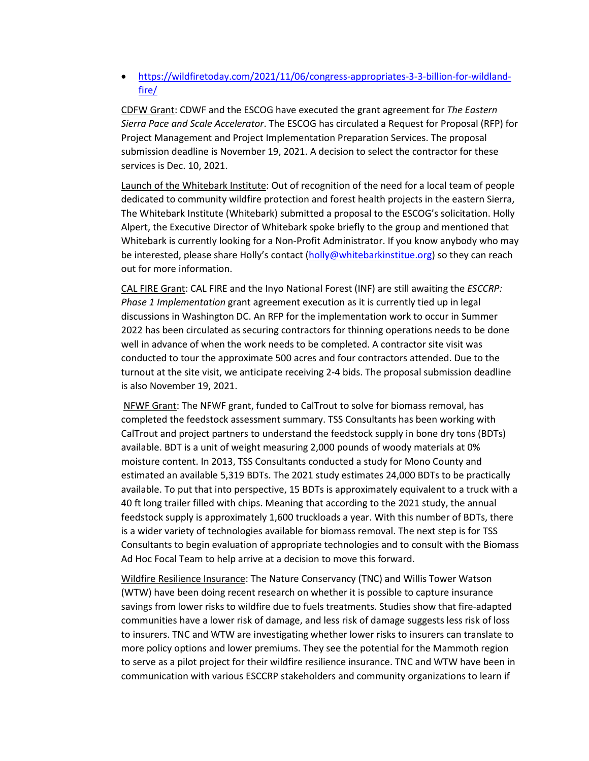- https://wildfiretoday.com/2021/11/06/congress-appropriates-3-3-billion-for-wildland-fire/

CDFW Grant: CDWF and the ESCOG have executed the grant agreement for *The Eastern Sierra Pace and Scale Accelerator*. The ESCOG has circulated a Request for Proposal (RFP) for Project Management and Project Implementation Preparation Services. The proposal submission deadline is November 19, 2021. A decision to select the contractor for these services is Dec. 10, 2021.

Launch of the Whitebark Institute: Out of recognition of the need for a local team of people dedicated to community wildfire protection and forest health projects in the eastern Sierra, The Whitebark Institute (Whitebark) submitted a proposal to the ESCOG's solicitation. Holly Alpert, the Executive Director of Whitebark spoke briefly to the group and mentioned that Whitebark is currently looking for a Non-Profit Administrator. If you know anybody who may be interested, please share Holly's contact (holly@whitebarkinstitue.org) so they can reach out for more information.

CAL FIRE Grant: CAL FIRE and the Inyo National Forest (INF) are still awaiting the *ESCCRP: Phase 1 Implementation* grant agreement execution as it is currently tied up in legal discussions in Washington DC. An RFP for the implementation work to occur in Summer 2022 has been circulated as securing contractors for thinning operations needs to be done well in advance of when the work needs to be completed. A contractor site visit was conducted to tour the approximate 500 acres and four contractors attended. Due to the turnout at the site visit, we anticipate receiving 2-4 bids. The proposal submission deadline is also November 19, 2021.

NFWF Grant: The NFWF grant, funded to CalTrout to solve for biomass removal, has completed the feedstock assessment summary. TSS Consultants has been working with CalTrout and project partners to understand the feedstock supply in bone dry tons (BDTs) available. BDT is a unit of weight measuring 2,000 pounds of woody materials at 0% moisture content. In 2013, TSS Consultants conducted a study for Mono County and estimated an available 5,319 BDTs. The 2021 study estimates 24,000 BDTs to be practically available. To put that into perspective, 15 BDTs is approximately equivalent to a truck with a 40 ft long trailer filled with chips. Meaning that according to the 2021 study, the annual feedstock supply is approximately 1,600 truckloads a year. With this number of BDTs, there is a wider variety of technologies available for biomass removal. The next step is for TSS Consultants to begin evaluation of appropriate technologies and to consult with the Biomass Ad Hoc Focal Team to help arrive at a decision to move this forward.

Wildfire Resilience Insurance: The Nature Conservancy (TNC) and Willis Tower Watson (WTW) have been doing recent research on whether it is possible to capture insurance savings from lower risks to wildfire due to fuels treatments. Studies show that fire-adapted communities have a lower risk of damage, and less risk of damage suggests less risk of loss to insurers. TNC and WTW are investigating whether lower risks to insurers can translate to more policy options and lower premiums. They see the potential for the Mammoth region to serve as a pilot project for their wildfire resilience insurance. TNC and WTW have been in communication with various ESCCRP stakeholders and community organizations to learn if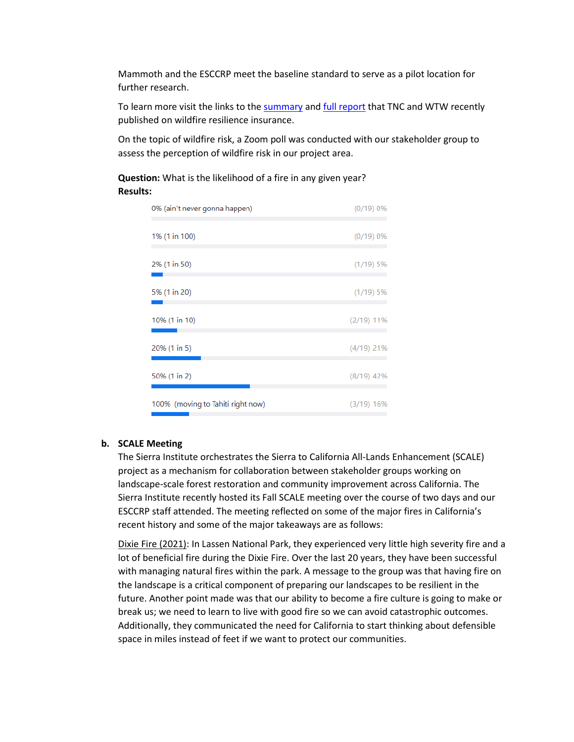Mammoth and the ESCCRP meet the baseline standard to serve as a pilot location for further research.

To learn more visit the links to the summary and full report that TNC and WTW recently published on wildfire resilience insurance.

On the topic of wildfire risk, a Zoom poll was conducted with our stakeholder group to assess the perception of wildfire risk in our project area.

**Question:** What is the likelihood of a fire in any given year?
**Results:**

| Response | Result |
|---|---|
| 0% (ain't never gonna happen) | (0/19) 0% |
| 1% (1 in 100) | (0/19) 0% |
| 2% (1 in 50) | (1/19) 5% |
| 5% (1 in 20) | (1/19) 5% |
| 10% (1 in 10) | (2/19) 11% |
| 20% (1 in 5) | (4/19) 21% |
| 50% (1 in 2) | (8/19) 42% |
| 100% (moving to Tahiti right now) | (3/19) 16% |

**b. SCALE Meeting**

The Sierra Institute orchestrates the Sierra to California All-Lands Enhancement (SCALE) project as a mechanism for collaboration between stakeholder groups working on landscape-scale forest restoration and community improvement across California. The Sierra Institute recently hosted its Fall SCALE meeting over the course of two days and our ESCCRP staff attended. The meeting reflected on some of the major fires in California's recent history and some of the major takeaways are as follows:

Dixie Fire (2021): In Lassen National Park, they experienced very little high severity fire and a lot of beneficial fire during the Dixie Fire. Over the last 20 years, they have been successful with managing natural fires within the park. A message to the group was that having fire on the landscape is a critical component of preparing our landscapes to be resilient in the future. Another point made was that our ability to become a fire culture is going to make or break us; we need to learn to live with good fire so we can avoid catastrophic outcomes. Additionally, they communicated the need for California to start thinking about defensible space in miles instead of feet if we want to protect our communities.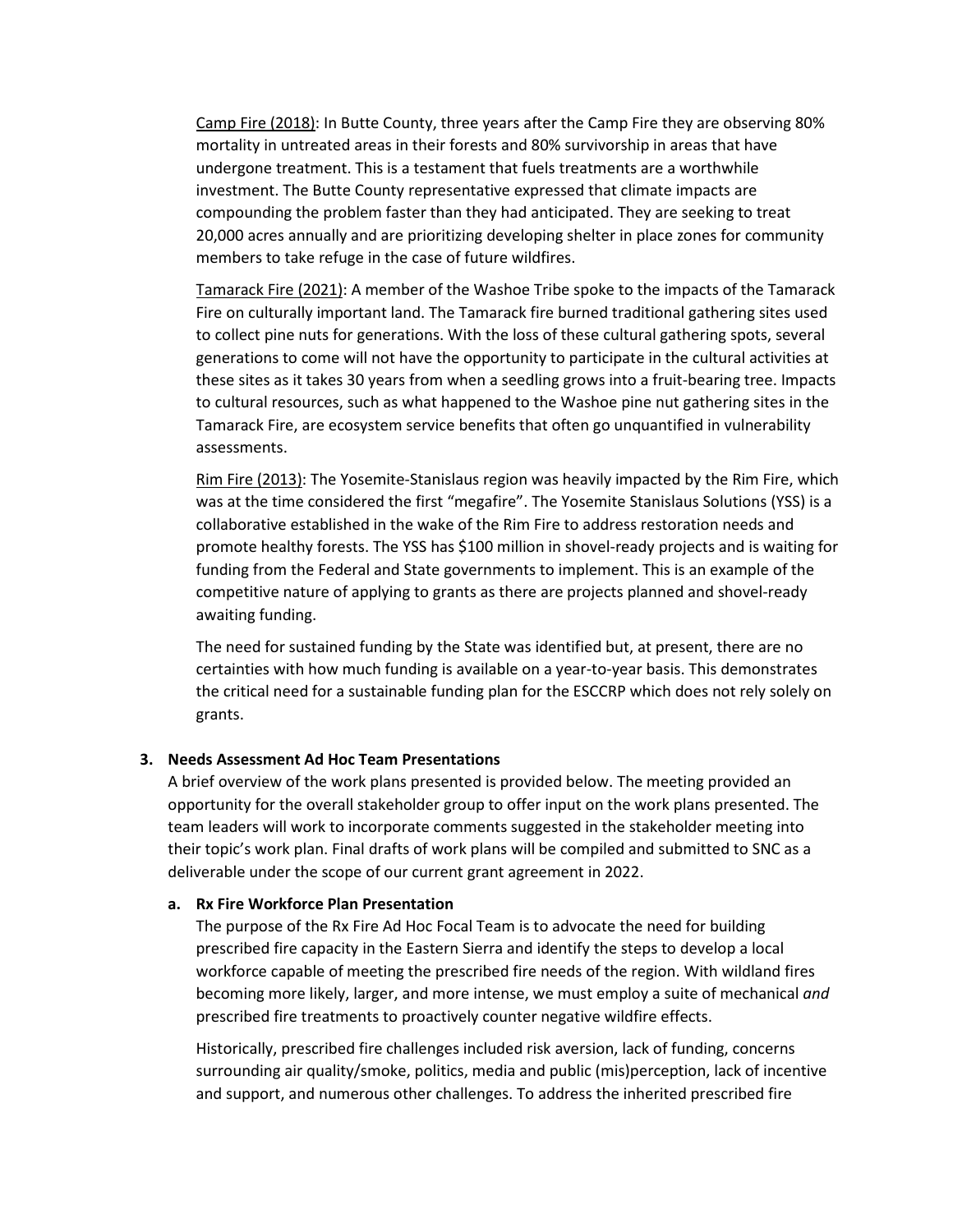Camp Fire (2018): In Butte County, three years after the Camp Fire they are observing 80% mortality in untreated areas in their forests and 80% survivorship in areas that have undergone treatment. This is a testament that fuels treatments are a worthwhile investment. The Butte County representative expressed that climate impacts are compounding the problem faster than they had anticipated. They are seeking to treat 20,000 acres annually and are prioritizing developing shelter in place zones for community members to take refuge in the case of future wildfires.

Tamarack Fire (2021): A member of the Washoe Tribe spoke to the impacts of the Tamarack Fire on culturally important land. The Tamarack fire burned traditional gathering sites used to collect pine nuts for generations. With the loss of these cultural gathering spots, several generations to come will not have the opportunity to participate in the cultural activities at these sites as it takes 30 years from when a seedling grows into a fruit-bearing tree. Impacts to cultural resources, such as what happened to the Washoe pine nut gathering sites in the Tamarack Fire, are ecosystem service benefits that often go unquantified in vulnerability assessments.

Rim Fire (2013): The Yosemite-Stanislaus region was heavily impacted by the Rim Fire, which was at the time considered the first "megafire". The Yosemite Stanislaus Solutions (YSS) is a collaborative established in the wake of the Rim Fire to address restoration needs and promote healthy forests. The YSS has $100 million in shovel-ready projects and is waiting for funding from the Federal and State governments to implement. This is an example of the competitive nature of applying to grants as there are projects planned and shovel-ready awaiting funding.

The need for sustained funding by the State was identified but, at present, there are no certainties with how much funding is available on a year-to-year basis. This demonstrates the critical need for a sustainable funding plan for the ESCCRP which does not rely solely on grants.

**3. Needs Assessment Ad Hoc Team Presentations**

A brief overview of the work plans presented is provided below. The meeting provided an opportunity for the overall stakeholder group to offer input on the work plans presented. The team leaders will work to incorporate comments suggested in the stakeholder meeting into their topic's work plan. Final drafts of work plans will be compiled and submitted to SNC as a deliverable under the scope of our current grant agreement in 2022.

**a. Rx Fire Workforce Plan Presentation**

The purpose of the Rx Fire Ad Hoc Focal Team is to advocate the need for building prescribed fire capacity in the Eastern Sierra and identify the steps to develop a local workforce capable of meeting the prescribed fire needs of the region. With wildland fires becoming more likely, larger, and more intense, we must employ a suite of mechanical *and* prescribed fire treatments to proactively counter negative wildfire effects.

Historically, prescribed fire challenges included risk aversion, lack of funding, concerns surrounding air quality/smoke, politics, media and public (mis)perception, lack of incentive and support, and numerous other challenges. To address the inherited prescribed fire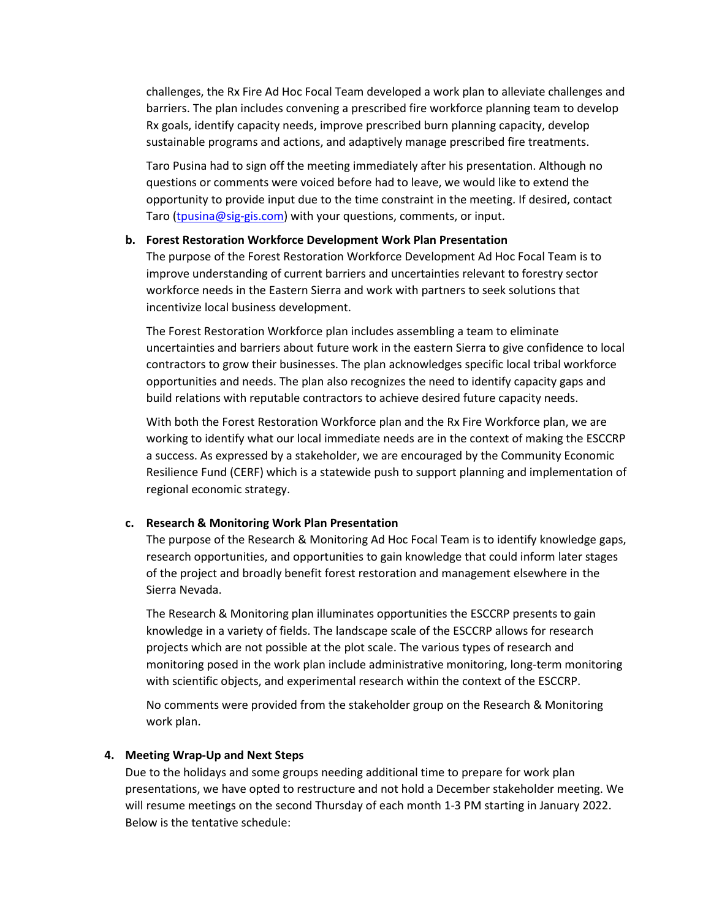challenges, the Rx Fire Ad Hoc Focal Team developed a work plan to alleviate challenges and barriers. The plan includes convening a prescribed fire workforce planning team to develop Rx goals, identify capacity needs, improve prescribed burn planning capacity, develop sustainable programs and actions, and adaptively manage prescribed fire treatments.

Taro Pusina had to sign off the meeting immediately after his presentation. Although no questions or comments were voiced before had to leave, we would like to extend the opportunity to provide input due to the time constraint in the meeting. If desired, contact Taro ([tpusina@sig-gis.com](mailto:tpusina@sig-gis.com)) with your questions, comments, or input.

**b. Forest Restoration Workforce Development Work Plan Presentation**

The purpose of the Forest Restoration Workforce Development Ad Hoc Focal Team is to improve understanding of current barriers and uncertainties relevant to forestry sector workforce needs in the Eastern Sierra and work with partners to seek solutions that incentivize local business development.

The Forest Restoration Workforce plan includes assembling a team to eliminate uncertainties and barriers about future work in the eastern Sierra to give confidence to local contractors to grow their businesses. The plan acknowledges specific local tribal workforce opportunities and needs. The plan also recognizes the need to identify capacity gaps and build relations with reputable contractors to achieve desired future capacity needs.

With both the Forest Restoration Workforce plan and the Rx Fire Workforce plan, we are working to identify what our local immediate needs are in the context of making the ESCCRP a success. As expressed by a stakeholder, we are encouraged by the Community Economic Resilience Fund (CERF) which is a statewide push to support planning and implementation of regional economic strategy.

**c. Research & Monitoring Work Plan Presentation**

The purpose of the Research & Monitoring Ad Hoc Focal Team is to identify knowledge gaps, research opportunities, and opportunities to gain knowledge that could inform later stages of the project and broadly benefit forest restoration and management elsewhere in the Sierra Nevada.

The Research & Monitoring plan illuminates opportunities the ESCCRP presents to gain knowledge in a variety of fields. The landscape scale of the ESCCRP allows for research projects which are not possible at the plot scale. The various types of research and monitoring posed in the work plan include administrative monitoring, long-term monitoring with scientific objects, and experimental research within the context of the ESCCRP.

No comments were provided from the stakeholder group on the Research & Monitoring work plan.

**4. Meeting Wrap-Up and Next Steps**

Due to the holidays and some groups needing additional time to prepare for work plan presentations, we have opted to restructure and not hold a December stakeholder meeting. We will resume meetings on the second Thursday of each month 1-3 PM starting in January 2022. Below is the tentative schedule: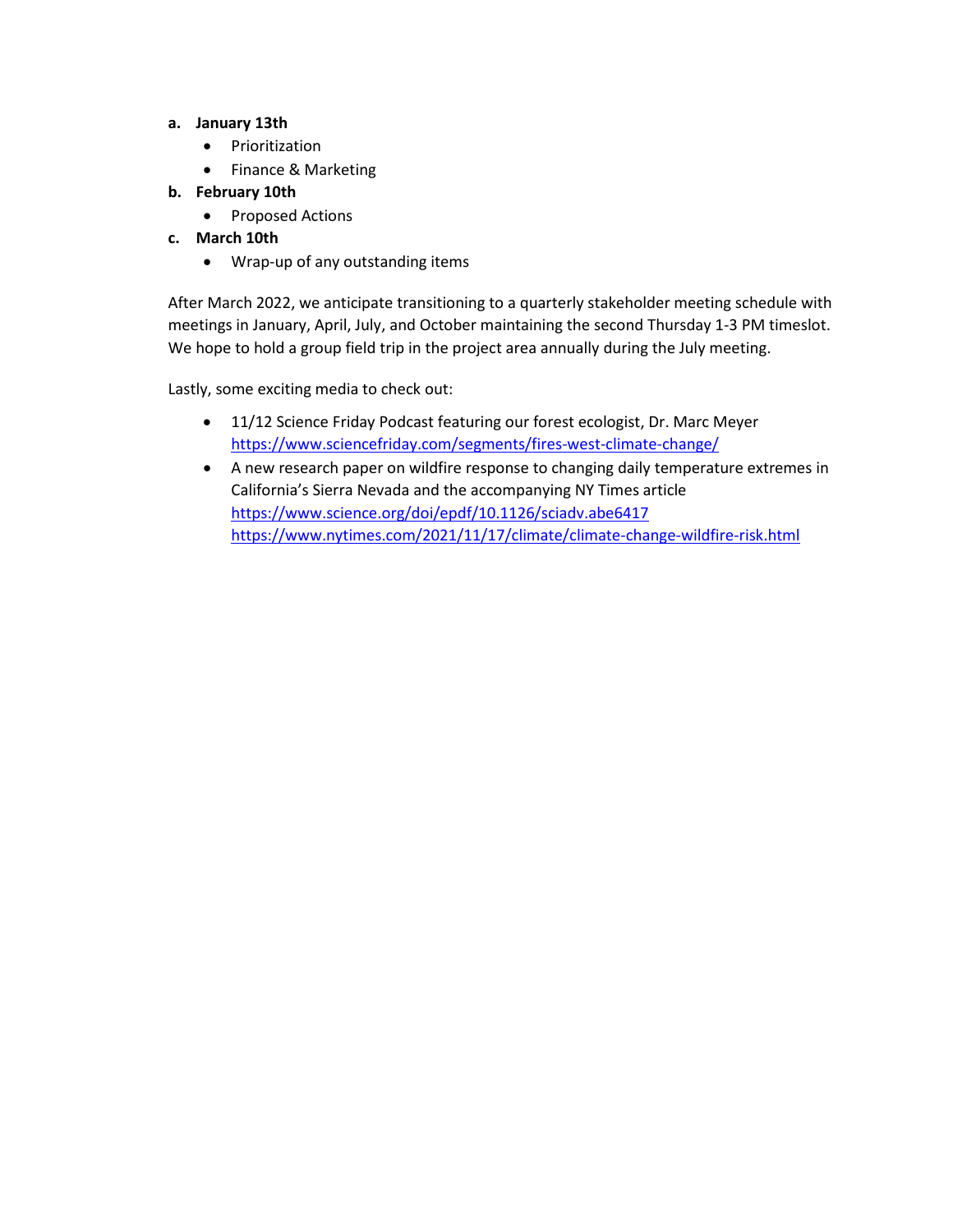a. **January 13th**
   - Prioritization
   - Finance & Marketing
b. **February 10th**
   - Proposed Actions
c. **March 10th**
   - Wrap-up of any outstanding items

After March 2022, we anticipate transitioning to a quarterly stakeholder meeting schedule with meetings in January, April, July, and October maintaining the second Thursday 1-3 PM timeslot. We hope to hold a group field trip in the project area annually during the July meeting.

Lastly, some exciting media to check out:

- 11/12 Science Friday Podcast featuring our forest ecologist, Dr. Marc Meyer
  https://www.sciencefriday.com/segments/fires-west-climate-change/
- A new research paper on wildfire response to changing daily temperature extremes in California's Sierra Nevada and the accompanying NY Times article
  https://www.science.org/doi/epdf/10.1126/sciadv.abe6417
  https://www.nytimes.com/2021/11/17/climate/climate-change-wildfire-risk.html